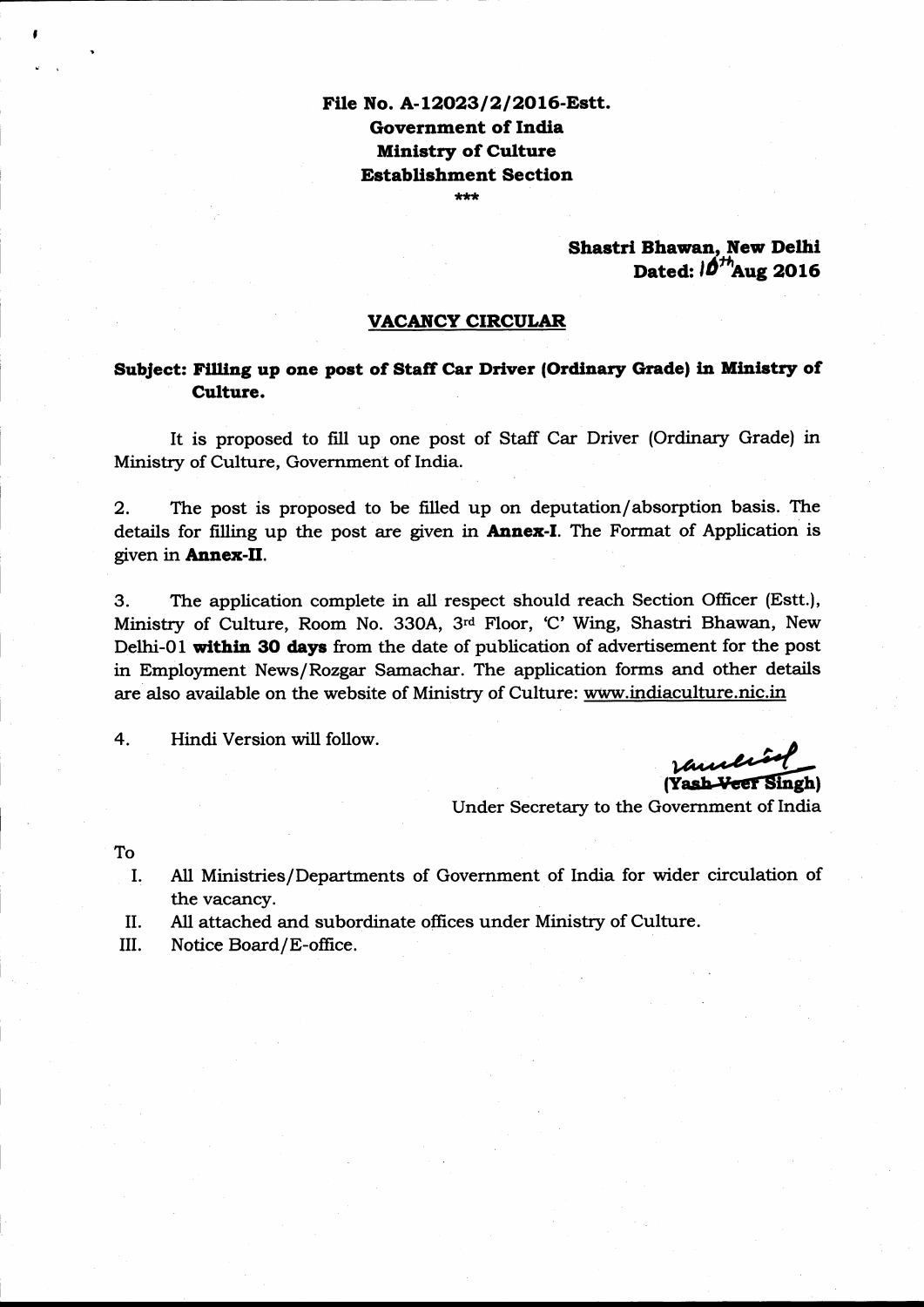**File No. A-12023/2/2016-Estt.**
**Government of India**
**Ministry of Culture**
**Establishment Section**

\*\*\*

**Shastri Bhawan, New Delhi**
**Dated: 10th Aug 2016**

## VACANCY CIRCULAR

**Subject: Filling up one post of Staff Car Driver (Ordinary Grade) in Ministry of Culture.**

It is proposed to fill up one post of Staff Car Driver (Ordinary Grade) in Ministry of Culture, Government of India.

2. The post is proposed to be filled up on deputation/absorption basis. The details for filling up the post are given in **Annex-I**. The Format of Application is given in **Annex-II**.

3. The application complete in all respect should reach Section Officer (Estt.), Ministry of Culture, Room No. 330A, 3rd Floor, 'C' Wing, Shastri Bhawan, New Delhi-01 **within 30 days** from the date of publication of advertisement for the post in Employment News/Rozgar Samachar. The application forms and other details are also available on the website of Ministry of Culture: www.indiaculture.nic.in

4. Hindi Version will follow.

(Yash Veer Singh)
Under Secretary to the Government of India

To

I. All Ministries/Departments of Government of India for wider circulation of the vacancy.
II. All attached and subordinate offices under Ministry of Culture.
III. Notice Board/E-office.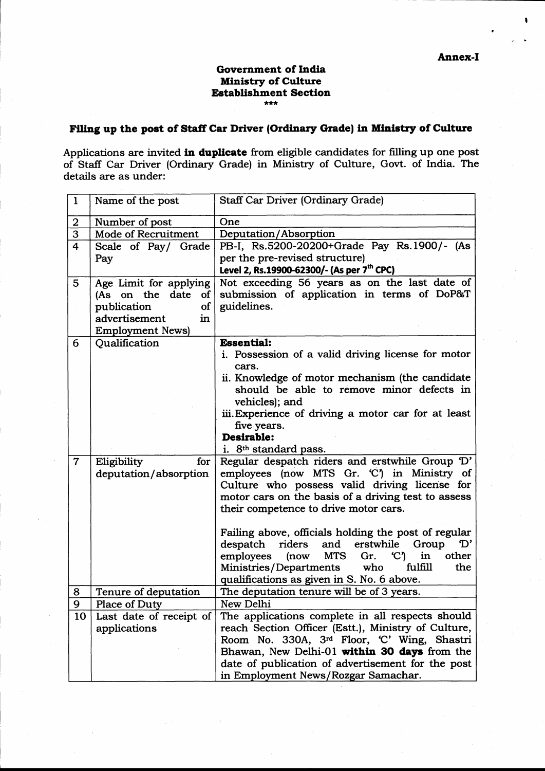**Annex-I**

**Government of India**
**Ministry of Culture**
**Establishment Section**
\*\*\*

**Filing up the post of Staff Car Driver (Ordinary Grade) in Ministry of Culture**

Applications are invited **in duplicate** from eligible candidates for filling up one post of Staff Car Driver (Ordinary Grade) in Ministry of Culture, Govt. of India. The details are as under:

| 1 | Name of the post | Staff Car Driver (Ordinary Grade) |
|---|---|---|
| 2 | Number of post | One |
| 3 | Mode of Recruitment | Deputation/Absorption |
| 4 | Scale of Pay/ Grade Pay | PB-I, Rs.5200-20200+Grade Pay Rs.1900/- (As per the pre-revised structure)<br>**Level 2, Rs.19900-62300/- (As per 7th CPC)** |
| 5 | Age Limit for applying (As on the date of publication of advertisement in Employment News) | Not exceeding 56 years as on the last date of submission of application in terms of DoP&T guidelines. |
| 6 | Qualification | **Essential:**<br>i. Possession of a valid driving license for motor cars.<br>ii. Knowledge of motor mechanism (the candidate should be able to remove minor defects in vehicles); and<br>iii. Experience of driving a motor car for at least five years.<br>**Desirable:**<br>i. 8th standard pass. |
| 7 | Eligibility for deputation/absorption | Regular despatch riders and erstwhile Group 'D' employees (now MTS Gr. 'C') in Ministry of Culture who possess valid driving license for motor cars on the basis of a driving test to assess their competence to drive motor cars.<br><br>Failing above, officials holding the post of regular despatch riders and erstwhile Group 'D' employees (now MTS Gr. 'C') in other Ministries/Departments who fulfill the qualifications as given in S. No. 6 above. |
| 8 | Tenure of deputation | The deputation tenure will be of 3 years. |
| 9 | Place of Duty | New Delhi |
| 10 | Last date of receipt of applications | The applications complete in all respects should reach Section Officer (Estt.), Ministry of Culture, Room No. 330A, 3rd Floor, 'C' Wing, Shastri Bhawan, New Delhi-01 **within 30 days** from the date of publication of advertisement for the post in Employment News/Rozgar Samachar. |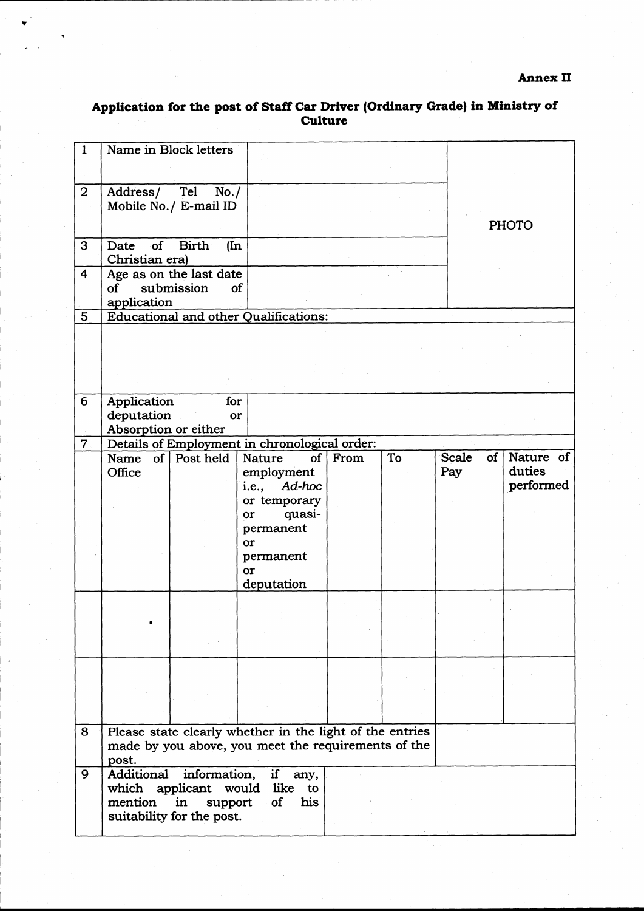**Annex II**

### Application for the post of Staff Car Driver (Ordinary Grade) in Ministry of Culture

| | | | | | | | |
|---|---|---|---|---|---|---|---|
| 1 | Name in Block letters | | | | | PHOTO | |
| 2 | Address/ Tel No./ Mobile No./ E-mail ID | | | | | | |
| 3 | Date of Birth (In Christian era) | | | | | | |
| 4 | Age as on the last date of submission of application | | | | | | |
| 5 | Educational and other Qualifications: | | | | | | |
| | | | | | | | |
| 6 | Application for deputation or Absorption or either | | | | | | |
| 7 | Details of Employment in chronological order: | | | | | | |
| | Name of Office | Post held | Nature of employment i.e., *Ad-hoc* or temporary or quasi-permanent or permanent or deputation | From | To | Scale of Pay | Nature of duties performed |
| | | | | | | | |
| | | | | | | | |
| 8 | Please state clearly whether in the light of the entries made by you above, you meet the requirements of the post. | | | | | | |
| 9 | Additional information, if any, which applicant would like to mention in support of his suitability for the post. | | | | | | |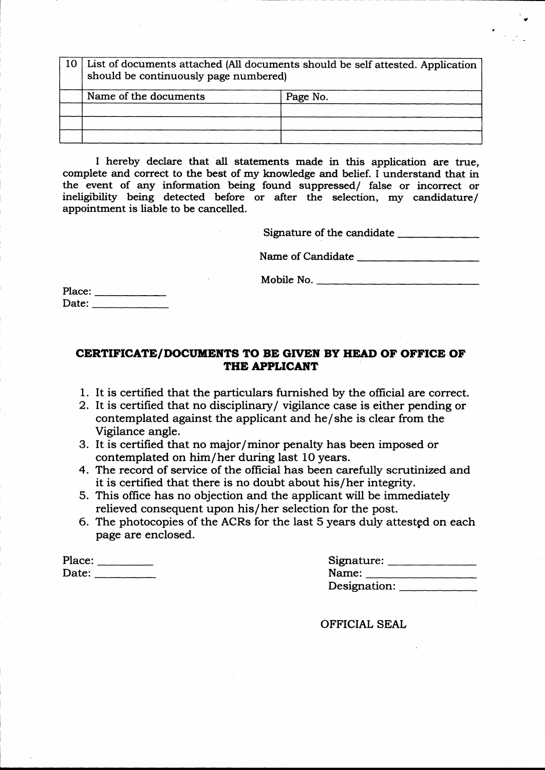| 10 | List of documents attached (All documents should be self attested. Application should be continuously page numbered) | |
|---|---|---|
| | Name of the documents | Page No. |
| | | |
| | | |
| | | |

I hereby declare that all statements made in this application are true, complete and correct to the best of my knowledge and belief. I understand that in the event of any information being found suppressed/ false or incorrect or ineligibility being detected before or after the selection, my candidature/ appointment is liable to be cancelled.

Signature of the candidate ______________

Name of Candidate ____________________

Mobile No. ___________________________

Place: ____________
Date: _____________

## CERTIFICATE/DOCUMENTS TO BE GIVEN BY HEAD OF OFFICE OF THE APPLICANT

1. It is certified that the particulars furnished by the official are correct.
2. It is certified that no disciplinary/ vigilance case is either pending or contemplated against the applicant and he/she is clear from the Vigilance angle.
3. It is certified that no major/minor penalty has been imposed or contemplated on him/her during last 10 years.
4. The record of service of the official has been carefully scrutinized and it is certified that there is no doubt about his/her integrity.
5. This office has no objection and the applicant will be immediately relieved consequent upon his/her selection for the post.
6. The photocopies of the ACRs for the last 5 years duly attested on each page are enclosed.

Place: _________
Date: __________

Signature: ______________
Name: _________________
Designation: ____________

OFFICIAL SEAL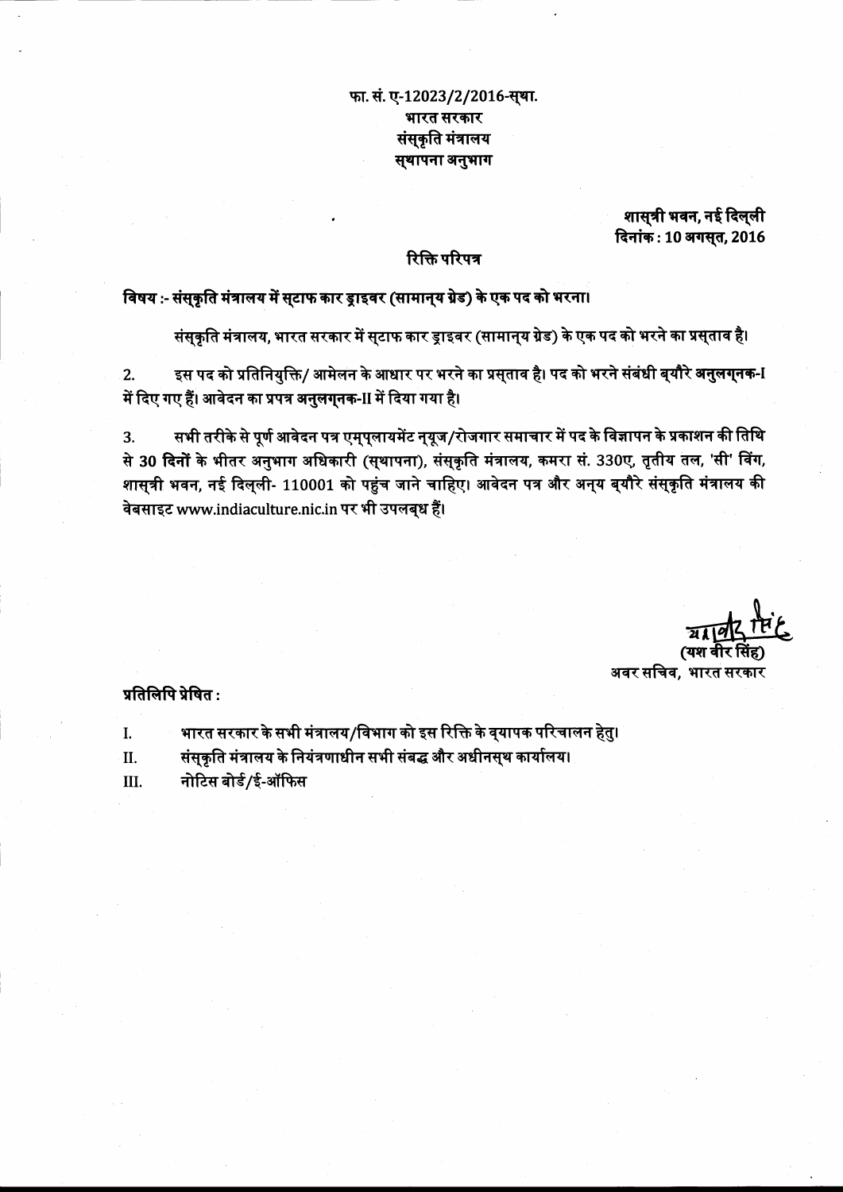फा. सं. ए-12023/2/2016-स्था.
भारत सरकार
संस्कृति मंत्रालय
स्थापना अनुभाग

शास्त्री भवन, नई दिल्ली
दिनांक : 10 अगस्त, 2016

## रिक्ति परिपत्र

**विषय :- संस्कृति मंत्रालय में स्टाफ कार ड्राइवर (सामान्य ग्रेड) के एक पद को भरना।**

संस्कृति मंत्रालय, भारत सरकार में स्टाफ कार ड्राइवर (सामान्य ग्रेड) के एक पद को भरने का प्रस्ताव है।

2. इस पद को प्रतिनियुक्ति/ आमेलन के आधार पर भरने का प्रस्ताव है। पद को भरने संबंधी ब्यौरे अनुलग्नक-I में दिए गए हैं। आवेदन का प्रपत्र अनुलग्नक-II में दिया गया है।

3. सभी तरीके से पूर्ण आवेदन पत्र एम्प्लायमेंट न्यूज/रोजगार समाचार में पद के विज्ञापन के प्रकाशन की तिथि से **30 दिनों** के भीतर अनुभाग अधिकारी (स्थापना), संस्कृति मंत्रालय, कमरा सं. 330ए, तृतीय तल, 'सी' विंग, शास्त्री भवन, नई दिल्ली- 110001 को पहुंच जाने चाहिए। आवेदन पत्र और अन्य ब्यौरे संस्कृति मंत्रालय की वेबसाइट www.indiaculture.nic.in पर भी उपलब्ध हैं।

(यश वीर सिंह)
अवर सचिव, भारत सरकार

**प्रतिलिपि प्रेषित :**

I. भारत सरकार के सभी मंत्रालय/विभाग को इस रिक्ति के व्यापक परिचालन हेतु।
II. संस्कृति मंत्रालय के नियंत्रणाधीन सभी संबद्ध और अधीनस्थ कार्यालय।
III. नोटिस बोर्ड/ई-ऑफिस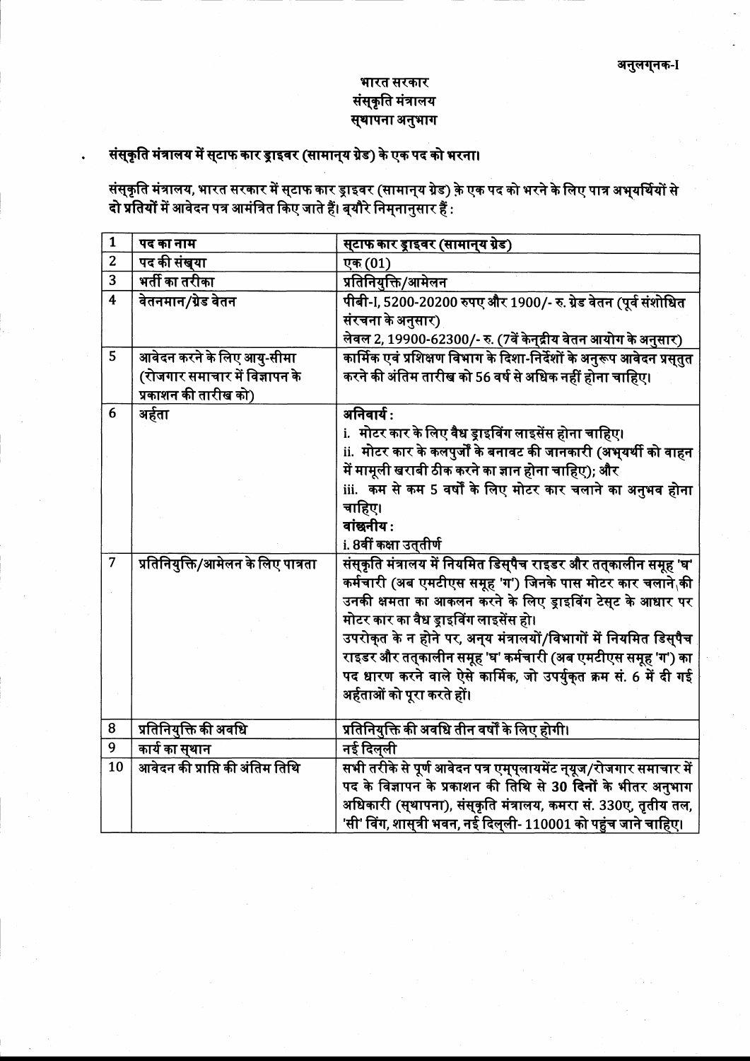अनुलग्नक-I

भारत सरकार
संस्कृति मंत्रालय
स्थापना अनुभाग

- **संस्कृति मंत्रालय में स्टाफ कार ड्राइवर (सामान्य ग्रेड) के एक पद को भरना।**

संस्कृति मंत्रालय, भारत सरकार में स्टाफ कार ड्राइवर (सामान्य ग्रेड) के एक पद को भरने के लिए पात्र अभ्यर्थियों से **दो प्रतियों** में आवेदन पत्र आमंत्रित किए जाते हैं। ब्यौरे निम्नानुसार हैं :

| 1 | पद का नाम | स्टाफ कार ड्राइवर (सामान्य ग्रेड) |
|---|---|---|
| 2 | पद की संख्या | एक (01) |
| 3 | भर्ती का तरीका | प्रतिनियुक्ति/आमेलन |
| 4 | वेतनमान/ग्रेड वेतन | पीबी-I, 5200-20200 रुपए और 1900/- रु. ग्रेड वेतन (पूर्व संशोधित संरचना के अनुसार)<br>लेवल 2, 19900-62300/- रु. (7वें केन्द्रीय वेतन आयोग के अनुसार) |
| 5 | आवेदन करने के लिए आयु-सीमा (रोजगार समाचार में विज्ञापन के प्रकाशन की तारीख को) | कार्मिक एवं प्रशिक्षण विभाग के दिशा-निर्देशों के अनुरूप आवेदन प्रस्तुत करने की अंतिम तारीख को 56 वर्ष से अधिक नहीं होना चाहिए। |
| 6 | अर्हता | **अनिवार्य :**<br>i. मोटर कार के लिए वैध ड्राइविंग लाइसेंस होना चाहिए।<br>ii. मोटर कार के कलपुर्जों के बनावट की जानकारी (अभ्यर्थी को वाहन में मामूली खराबी ठीक करने का ज्ञान होना चाहिए); और<br>iii. कम से कम 5 वर्षों के लिए मोटर कार चलाने का अनुभव होना चाहिए।<br>**वांछनीय :**<br>i. 8वीं कक्षा उत्तीर्ण |
| 7 | प्रतिनियुक्ति/आमेलन के लिए पात्रता | संस्कृति मंत्रालय में नियमित डिस्पैच राइडर और तत्कालीन समूह 'घ' कर्मचारी (अब एमटीएस समूह 'ग') जिनके पास मोटर कार चलाने की उनकी क्षमता का आकलन करने के लिए ड्राइविंग टेस्ट के आधार पर मोटर कार का वैध ड्राइविंग लाइसेंस हो।<br>उपरोक्त के न होने पर, अन्य मंत्रालयों/विभागों में नियमित डिस्पैच राइडर और तत्कालीन समूह 'घ' कर्मचारी (अब एमटीएस समूह 'ग') का पद धारण करने वाले ऐसे कार्मिक, जो उपर्युक्त क्रम सं. 6 में दी गई अर्हताओं को पूरा करते हों। |
| 8 | प्रतिनियुक्ति की अवधि | प्रतिनियुक्ति की अवधि तीन वर्षों के लिए होगी। |
| 9 | कार्य का स्थान | नई दिल्ली |
| 10 | आवेदन की प्राप्ति की अंतिम तिथि | सभी तरीके से पूर्ण आवेदन पत्र एम्प्लायमेंट न्यूज/रोजगार समाचार में पद के विज्ञापन के प्रकाशन की तिथि से **30 दिनों** के भीतर अनुभाग अधिकारी (स्थापना), संस्कृति मंत्रालय, कमरा सं. 330ए, तृतीय तल, 'सी' विंग, शास्त्री भवन, नई दिल्ली- 110001 को पहुंच जाने चाहिए। |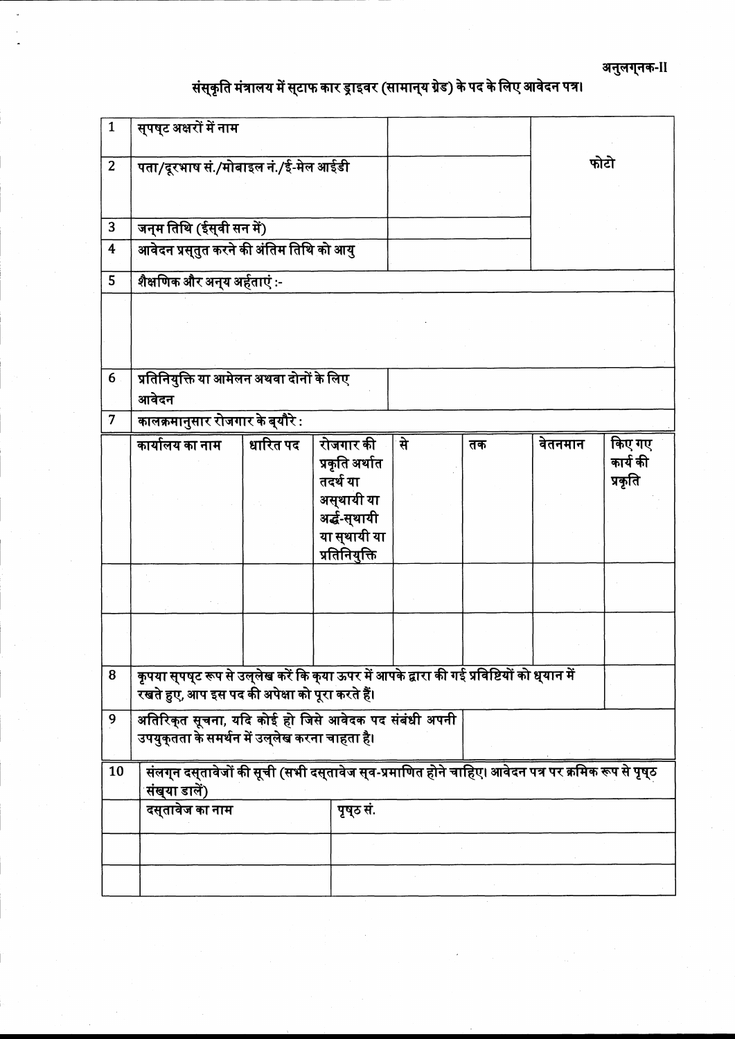अनुलग्नक-II

## संस्कृति मंत्रालय में स्टाफ कार ड्राइवर (सामान्य ग्रेड) के पद के लिए आवेदन पत्र।

| | | | |
|---|---|---|---|
| 1 | सुपष्ट अक्षरों में नाम | | फोटो |
| 2 | पता/दूरभाष सं./मोबाइल नं./ई-मेल आईडी | | |
| 3 | जन्म तिथि (ईस्वी सन में) | | |
| 4 | आवेदन प्रस्तुत करने की अंतिम तिथि को आयु | | |
| 5 | शैक्षणिक और अन्य अर्हताएं :- | | |
| | | | |
| 6 | प्रतिनियुक्ति या आमेलन अथवा दोनों के लिए आवेदन | | |
| 7 | कालक्रमानुसार रोजगार के ब्यौरे : | | |

| | कार्यालय का नाम | धारित पद | रोजगार की प्रकृति अर्थात तदर्थ या अस्थायी या अर्द्ध-स्थायी या स्थायी या प्रतिनियुक्ति | से | तक | वेतनमान | किए गए कार्य की प्रकृति |
|---|---|---|---|---|---|---|---|
| | | | | | | | |
| | | | | | | | |

| | | |
|---|---|---|
| 8 | कृपया सुपष्ट रूप से उल्लेख करें कि कृया ऊपर में आपके द्वारा की गई प्रविष्टियों को ध्यान में रखते हुए, आप इस पद की अपेक्षा को पूरा करते हैं। | |
| 9 | अतिरिक्त सूचना, यदि कोई हो जिसे आवेदक पद संबंधी अपनी उपयुक्तता के समर्थन में उल्लेख करना चाहता है। | |

| | | |
|---|---|---|
| 10 | संलग्न दस्तावेजों की सूची (सभी दस्तावेज स्व-प्रमाणित होने चाहिए। आवेदन पत्र पर क्रमिक रूप से पृष्ठ संख्या डालें) | |
| | दस्तावेज का नाम | पृष्ठ सं. |
| | | |
| | | |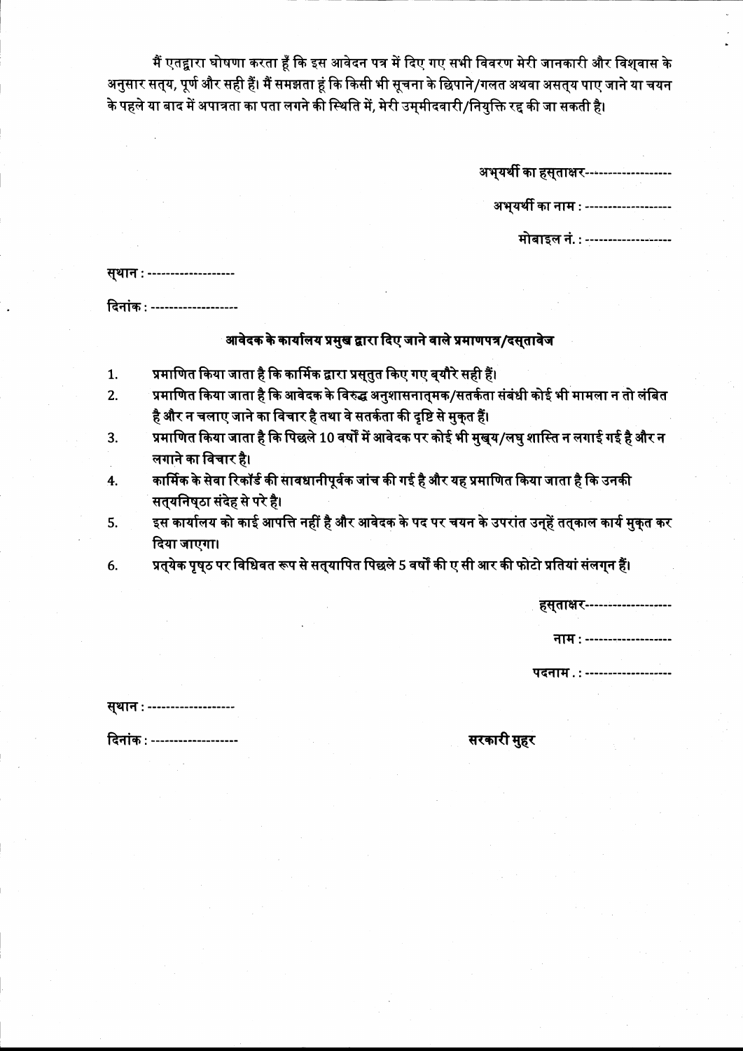मैं एतद्द्वारा घोषणा करता हूँ कि इस आवेदन पत्र में दिए गए सभी विवरण मेरी जानकारी और विश्वास के अनुसार सत्य, पूर्ण और सही हैं। मैं समझता हूं कि किसी भी सूचना के छिपाने/गलत अथवा असत्य पाए जाने या चयन के पहले या बाद में अपात्रता का पता लगने की स्थिति में, मेरी उम्मीदवारी/नियुक्ति रद्द की जा सकती है।

अभ्यर्थी का हस्ताक्षर-------------------

अभ्यर्थी का नाम : -------------------

मोबाइल नं. : -------------------

स्थान : -------------------

दिनांक : -------------------

**आवेदक के कार्यालय प्रमुख द्वारा दिए जाने वाले प्रमाणपत्र/दस्तावेज**

1. प्रमाणित किया जाता है कि कार्मिक द्वारा प्रस्तुत किए गए ब्यौरे सही हैं।
2. प्रमाणित किया जाता है कि आवेदक के विरुद्ध अनुशासनात्मक/सतर्कता संबंधी कोई भी मामला न तो लंबित है और न चलाए जाने का विचार है तथा वे सतर्कता की दृष्टि से मुक्त हैं।
3. प्रमाणित किया जाता है कि पिछले 10 वर्षों में आवेदक पर कोई भी मुख्य/लघु शास्ति न लगाई गई है और न लगाने का विचार है।
4. कार्मिक के सेवा रिकॉर्ड की सावधानीपूर्वक जांच की गई है और यह प्रमाणित किया जाता है कि उनकी सत्यनिष्ठा संदेह से परे है।
5. इस कार्यालय को काई आपत्ति नहीं है और आवेदक के पद पर चयन के उपरांत उन्हें तत्काल कार्य मुक्त कर दिया जाएगा।
6. प्रत्येक पृष्ठ पर विधिवत रूप से सत्यापित पिछले 5 वर्षों की ए सी आर की फोटो प्रतियां संलग्न हैं।

हस्ताक्षर-------------------

नाम : -------------------

पदनाम . : -------------------

स्थान : -------------------

दिनांक : -------------------

सरकारी मुहर